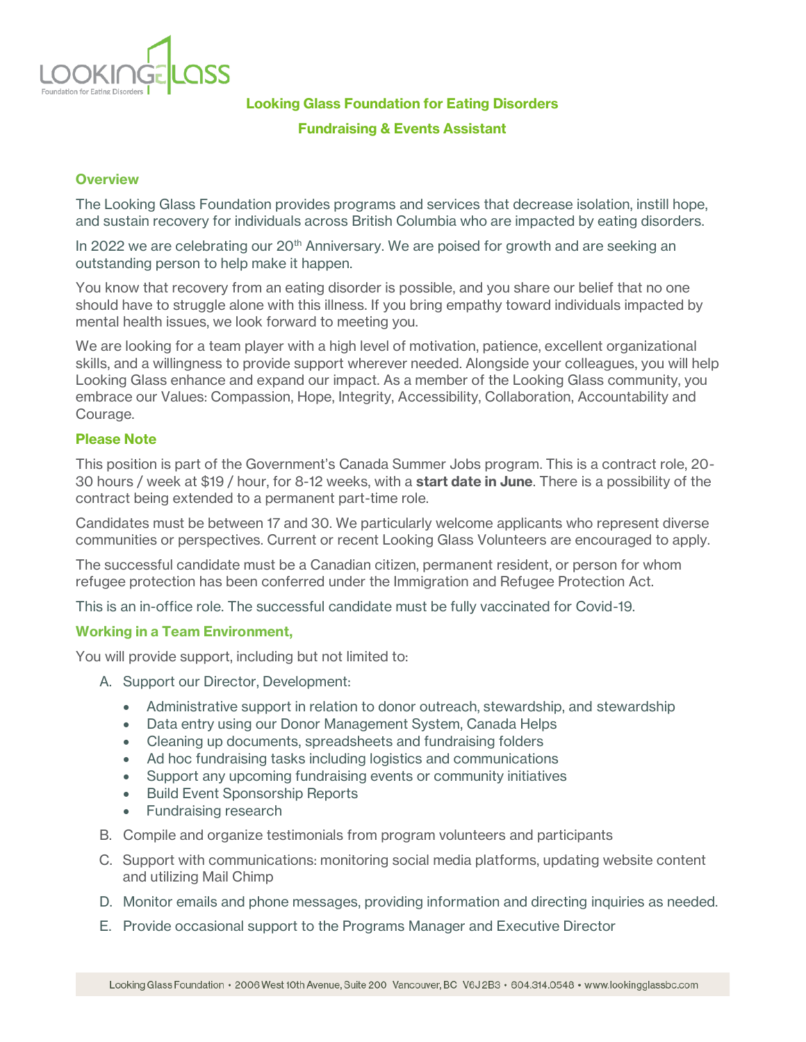# Looking Glass Foundation for Eating Disorders

## Fundraising & Events Assistant

### Overview

The Looking Glass Foundation provides programs and services that decrease isolation, instill hope, and sustain recovery for individuals across British Columbia who are impacted by eating disorders.

In 2022 we are celebrating our 20th Anniversary. We are poised for growth and are seeking an outstanding person to help make it happen.

You know that recovery from an eating disorder is possible, and you share our belief that no one should have to struggle alone with this illness. If you bring empathy toward individuals impacted by mental health issues, we look forward to meeting you.

We are looking for a team player with a high level of motivation, patience, excellent organizational skills, and a willingness to provide support wherever needed. Alongside your colleagues, you will help Looking Glass enhance and expand our impact. As a member of the Looking Glass community, you embrace our Values: Compassion, Hope, Integrity, Accessibility, Collaboration, Accountability and Courage.

### Please Note

This position is part of the Government's Canada Summer Jobs program. This is a contract role, 20-30 hours / week at $19 / hour, for 8-12 weeks, with a **start date in June**. There is a possibility of the contract being extended to a permanent part-time role.

Candidates must be between 17 and 30. We particularly welcome applicants who represent diverse communities or perspectives. Current or recent Looking Glass Volunteers are encouraged to apply.

The successful candidate must be a Canadian citizen, permanent resident, or person for whom refugee protection has been conferred under the Immigration and Refugee Protection Act.

This is an in-office role. The successful candidate must be fully vaccinated for Covid-19.

### Working in a Team Environment,

You will provide support, including but not limited to:

A. Support our Director, Development:
   - Administrative support in relation to donor outreach, stewardship, and stewardship
   - Data entry using our Donor Management System, Canada Helps
   - Cleaning up documents, spreadsheets and fundraising folders
   - Ad hoc fundraising tasks including logistics and communications
   - Support any upcoming fundraising events or community initiatives
   - Build Event Sponsorship Reports
   - Fundraising research

B. Compile and organize testimonials from program volunteers and participants

C. Support with communications: monitoring social media platforms, updating website content and utilizing Mail Chimp

D. Monitor emails and phone messages, providing information and directing inquiries as needed.

E. Provide occasional support to the Programs Manager and Executive Director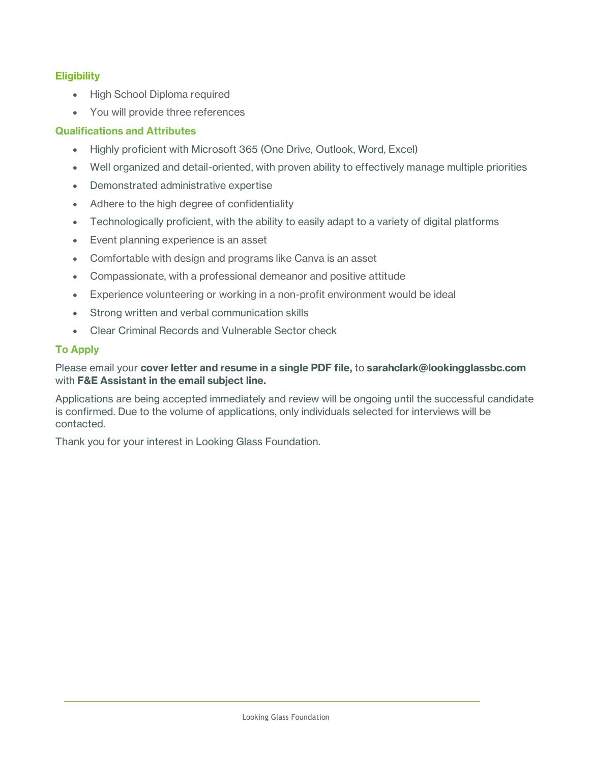### Eligibility

- High School Diploma required
- You will provide three references

### Qualifications and Attributes

- Highly proficient with Microsoft 365 (One Drive, Outlook, Word, Excel)
- Well organized and detail-oriented, with proven ability to effectively manage multiple priorities
- Demonstrated administrative expertise
- Adhere to the high degree of confidentiality
- Technologically proficient, with the ability to easily adapt to a variety of digital platforms
- Event planning experience is an asset
- Comfortable with design and programs like Canva is an asset
- Compassionate, with a professional demeanor and positive attitude
- Experience volunteering or working in a non-profit environment would be ideal
- Strong written and verbal communication skills
- Clear Criminal Records and Vulnerable Sector check

### To Apply

Please email your **cover letter and resume in a single PDF file,** to **sarahclark@lookingglassbc.com** with **F&E Assistant in the email subject line.**

Applications are being accepted immediately and review will be ongoing until the successful candidate is confirmed. Due to the volume of applications, only individuals selected for interviews will be contacted.

Thank you for your interest in Looking Glass Foundation.